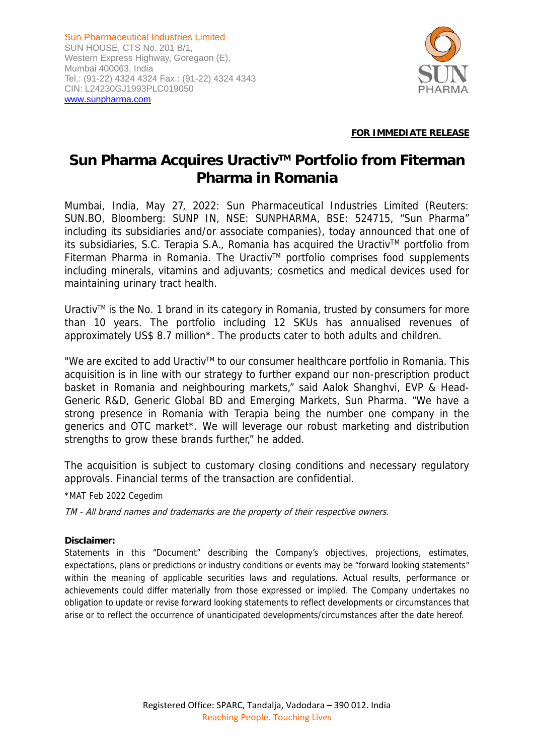Sun Pharmaceutical Industries Limited
SUN HOUSE, CTS No. 201 B/1,
Western Express Highway, Goregaon (E),
Mumbai 400063, India
Tel.: (91-22) 4324 4324 Fax.: (91-22) 4324 4343
CIN: L24230GJ1993PLC019050
www.sunpharma.com

**FOR IMMEDIATE RELEASE**

# Sun Pharma Acquires Uractiv™ Portfolio from Fiterman Pharma in Romania

Mumbai, India, May 27, 2022: Sun Pharmaceutical Industries Limited (Reuters: SUN.BO, Bloomberg: SUNP IN, NSE: SUNPHARMA, BSE: 524715, "Sun Pharma" including its subsidiaries and/or associate companies), today announced that one of its subsidiaries, S.C. Terapia S.A., Romania has acquired the Uractiv™ portfolio from Fiterman Pharma in Romania. The Uractiv™ portfolio comprises food supplements including minerals, vitamins and adjuvants; cosmetics and medical devices used for maintaining urinary tract health.

Uractiv™ is the No. 1 brand in its category in Romania, trusted by consumers for more than 10 years. The portfolio including 12 SKUs has annualised revenues of approximately US$ 8.7 million*. The products cater to both adults and children.

"We are excited to add Uractiv™ to our consumer healthcare portfolio in Romania. This acquisition is in line with our strategy to further expand our non-prescription product basket in Romania and neighbouring markets," said Aalok Shanghvi, EVP & Head-Generic R&D, Generic Global BD and Emerging Markets, Sun Pharma. "We have a strong presence in Romania with Terapia being the number one company in the generics and OTC market*. We will leverage our robust marketing and distribution strengths to grow these brands further," he added.

The acquisition is subject to customary closing conditions and necessary regulatory approvals. Financial terms of the transaction are confidential.

*MAT Feb 2022 Cegedim

*TM - All brand names and trademarks are the property of their respective owners.*

**Disclaimer:**

Statements in this "Document" describing the Company's objectives, projections, estimates, expectations, plans or predictions or industry conditions or events may be "forward looking statements" within the meaning of applicable securities laws and regulations. Actual results, performance or achievements could differ materially from those expressed or implied. The Company undertakes no obligation to update or revise forward looking statements to reflect developments or circumstances that arise or to reflect the occurrence of unanticipated developments/circumstances after the date hereof.

Registered Office: SPARC, Tandalja, Vadodara – 390 012. India
Reaching People. Touching Lives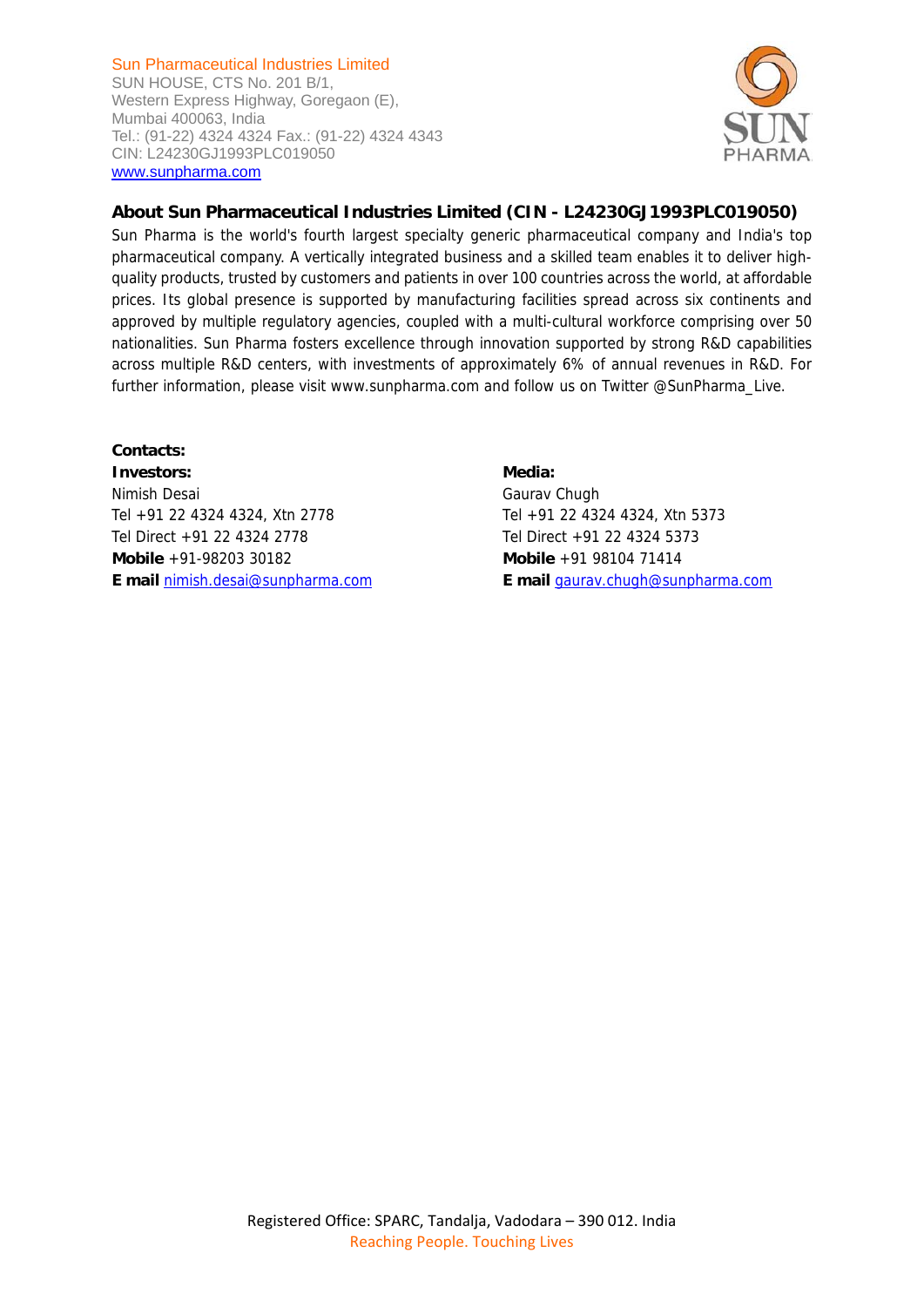Sun Pharmaceutical Industries Limited
SUN HOUSE, CTS No. 201 B/1,
Western Express Highway, Goregaon (E),
Mumbai 400063, India
Tel.: (91-22) 4324 4324 Fax.: (91-22) 4324 4343
CIN: L24230GJ1993PLC019050
www.sunpharma.com

**About Sun Pharmaceutical Industries Limited (CIN - L24230GJ1993PLC019050)**

Sun Pharma is the world's fourth largest specialty generic pharmaceutical company and India's top pharmaceutical company. A vertically integrated business and a skilled team enables it to deliver high-quality products, trusted by customers and patients in over 100 countries across the world, at affordable prices. Its global presence is supported by manufacturing facilities spread across six continents and approved by multiple regulatory agencies, coupled with a multi-cultural workforce comprising over 50 nationalities. Sun Pharma fosters excellence through innovation supported by strong R&D capabilities across multiple R&D centers, with investments of approximately 6% of annual revenues in R&D. For further information, please visit www.sunpharma.com and follow us on Twitter @SunPharma_Live.

**Contacts:**

**Investors:**
Nimish Desai
Tel +91 22 4324 4324, Xtn 2778
Tel Direct +91 22 4324 2778
**Mobile** +91-98203 30182
**E mail** nimish.desai@sunpharma.com

**Media:**
Gaurav Chugh
Tel +91 22 4324 4324, Xtn 5373
Tel Direct +91 22 4324 5373
**Mobile** +91 98104 71414
**E mail** gaurav.chugh@sunpharma.com

Registered Office: SPARC, Tandalja, Vadodara – 390 012. India
Reaching People. Touching Lives